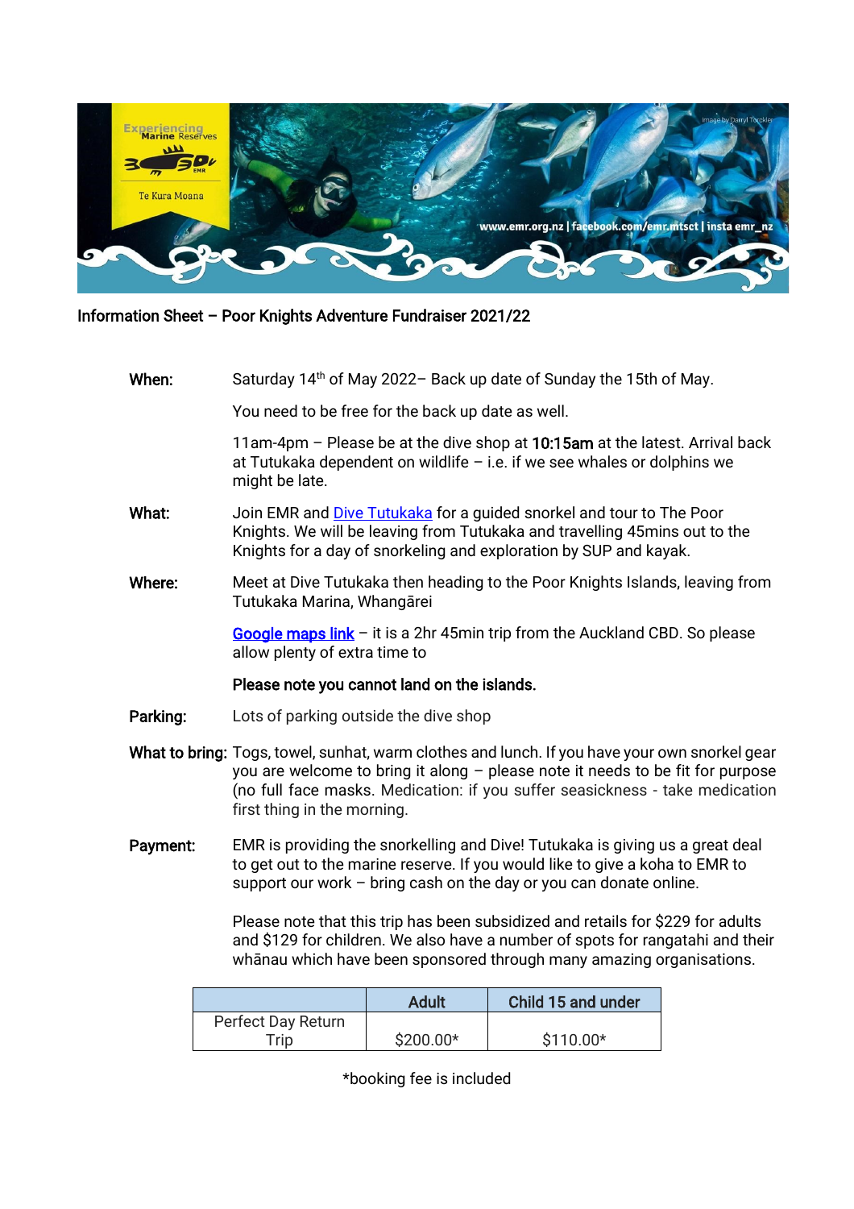Information Sheet – Poor Knights Adventure Fundraiser 2021/22

**When:** Saturday 14th of May 2022– Back up date of Sunday the 15th of May.

You need to be free for the back up date as well.

11am-4pm – Please be at the dive shop at **10:15am** at the latest. Arrival back at Tutukaka dependent on wildlife – i.e. if we see whales or dolphins we might be late.

**What:** Join EMR and [Dive Tutukaka] for a guided snorkel and tour to The Poor Knights. We will be leaving from Tutukaka and travelling 45mins out to the Knights for a day of snorkeling and exploration by SUP and kayak.

**Where:** Meet at Dive Tutukaka then heading to the Poor Knights Islands, leaving from Tutukaka Marina, Whangārei

**Google maps link** – it is a 2hr 45min trip from the Auckland CBD. So please allow plenty of extra time to

**Please note you cannot land on the islands.**

**Parking:** Lots of parking outside the dive shop

**What to bring:** Togs, towel, sunhat, warm clothes and lunch. If you have your own snorkel gear you are welcome to bring it along – please note it needs to be fit for purpose (no full face masks. Medication: if you suffer seasickness - take medication first thing in the morning.

**Payment:** EMR is providing the snorkelling and Dive! Tutukaka is giving us a great deal to get out to the marine reserve. If you would like to give a koha to EMR to support our work – bring cash on the day or you can donate online.

Please note that this trip has been subsidized and retails for $229 for adults and $129 for children. We also have a number of spots for rangatahi and their whānau which have been sponsored through many amazing organisations.

| | Adult | Child 15 and under |
|---|---|---|
| Perfect Day Return Trip | $200.00* | $110.00* |

*booking fee is included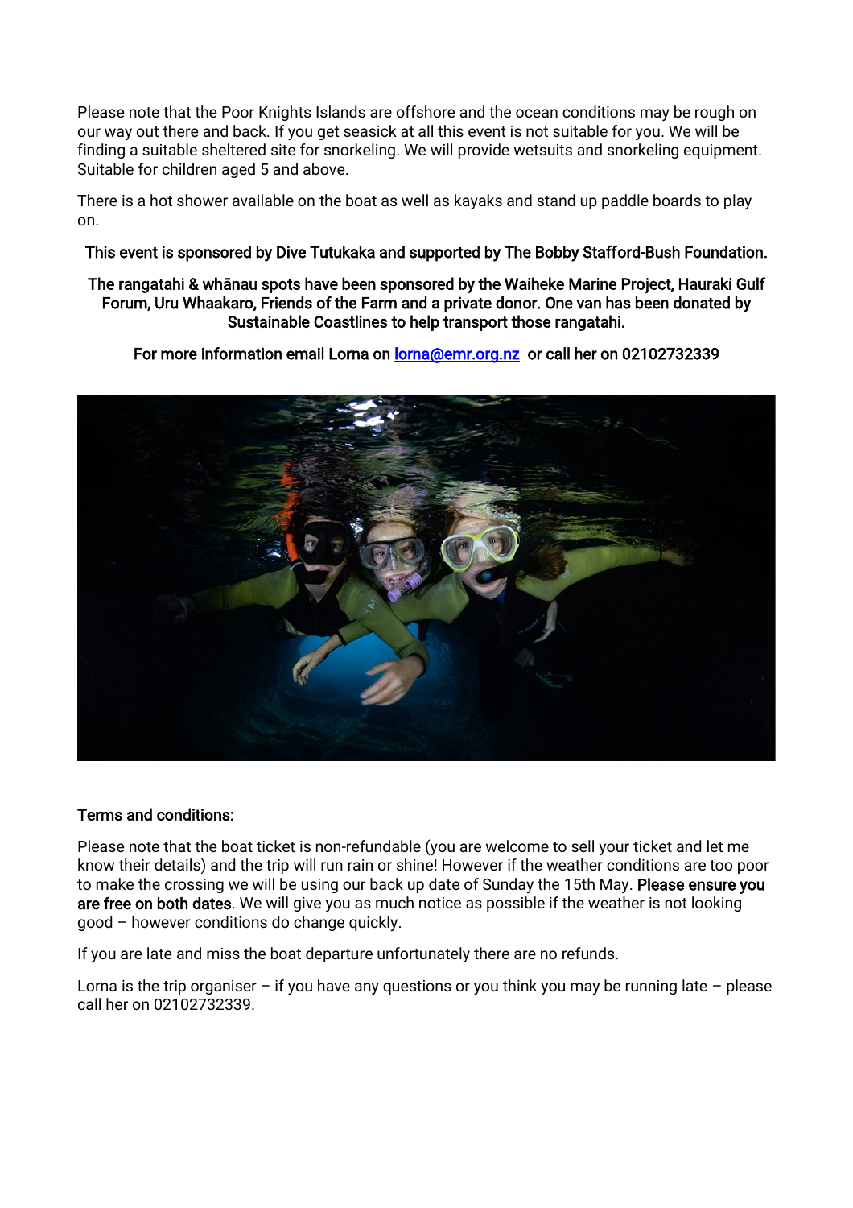Please note that the Poor Knights Islands are offshore and the ocean conditions may be rough on our way out there and back. If you get seasick at all this event is not suitable for you. We will be finding a suitable sheltered site for snorkeling. We will provide wetsuits and snorkeling equipment. Suitable for children aged 5 and above.

There is a hot shower available on the boat as well as kayaks and stand up paddle boards to play on.

**This event is sponsored by Dive Tutukaka and supported by The Bobby Stafford-Bush Foundation.**

**The rangatahi & whānau spots have been sponsored by the Waiheke Marine Project, Hauraki Gulf Forum, Uru Whaakaro, Friends of the Farm and a private donor. One van has been donated by Sustainable Coastlines to help transport those rangatahi.**

**For more information email Lorna on [lorna@emr.org.nz](mailto:lorna@emr.org.nz) or call her on 02102732339**

**Terms and conditions:**

Please note that the boat ticket is non-refundable (you are welcome to sell your ticket and let me know their details) and the trip will run rain or shine! However if the weather conditions are too poor to make the crossing we will be using our back up date of Sunday the 15th May. **Please ensure you are free on both dates**. We will give you as much notice as possible if the weather is not looking good – however conditions do change quickly.

If you are late and miss the boat departure unfortunately there are no refunds.

Lorna is the trip organiser – if you have any questions or you think you may be running late – please call her on 02102732339.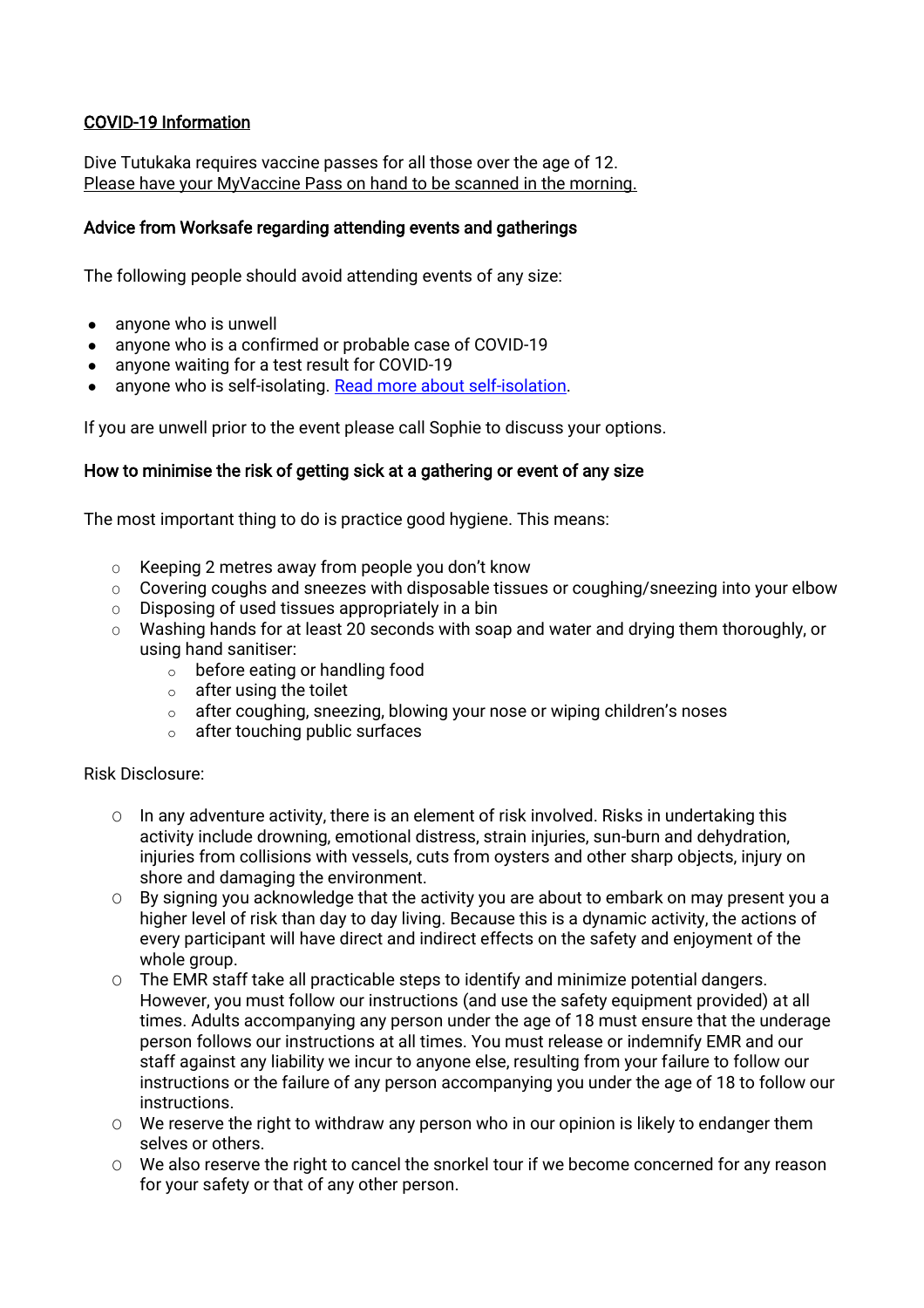<u>COVID-19 Information</u>

Dive Tutukaka requires vaccine passes for all those over the age of 12.
<u>Please have your MyVaccine Pass on hand to be scanned in the morning.</u>

**Advice from Worksafe regarding attending events and gatherings**

The following people should avoid attending events of any size:

- anyone who is unwell
- anyone who is a confirmed or probable case of COVID-19
- anyone waiting for a test result for COVID-19
- anyone who is self-isolating. [Read more about self-isolation](#).

If you are unwell prior to the event please call Sophie to discuss your options.

**How to minimise the risk of getting sick at a gathering or event of any size**

The most important thing to do is practice good hygiene. This means:

- Keeping 2 metres away from people you don't know
- Covering coughs and sneezes with disposable tissues or coughing/sneezing into your elbow
- Disposing of used tissues appropriately in a bin
- Washing hands for at least 20 seconds with soap and water and drying them thoroughly, or using hand sanitiser:
  - before eating or handling food
  - after using the toilet
  - after coughing, sneezing, blowing your nose or wiping children's noses
  - after touching public surfaces

Risk Disclosure:

- In any adventure activity, there is an element of risk involved. Risks in undertaking this activity include drowning, emotional distress, strain injuries, sun-burn and dehydration, injuries from collisions with vessels, cuts from oysters and other sharp objects, injury on shore and damaging the environment.
- By signing you acknowledge that the activity you are about to embark on may present you a higher level of risk than day to day living. Because this is a dynamic activity, the actions of every participant will have direct and indirect effects on the safety and enjoyment of the whole group.
- The EMR staff take all practicable steps to identify and minimize potential dangers. However, you must follow our instructions (and use the safety equipment provided) at all times. Adults accompanying any person under the age of 18 must ensure that the underage person follows our instructions at all times. You must release or indemnify EMR and our staff against any liability we incur to anyone else, resulting from your failure to follow our instructions or the failure of any person accompanying you under the age of 18 to follow our instructions.
- We reserve the right to withdraw any person who in our opinion is likely to endanger them selves or others.
- We also reserve the right to cancel the snorkel tour if we become concerned for any reason for your safety or that of any other person.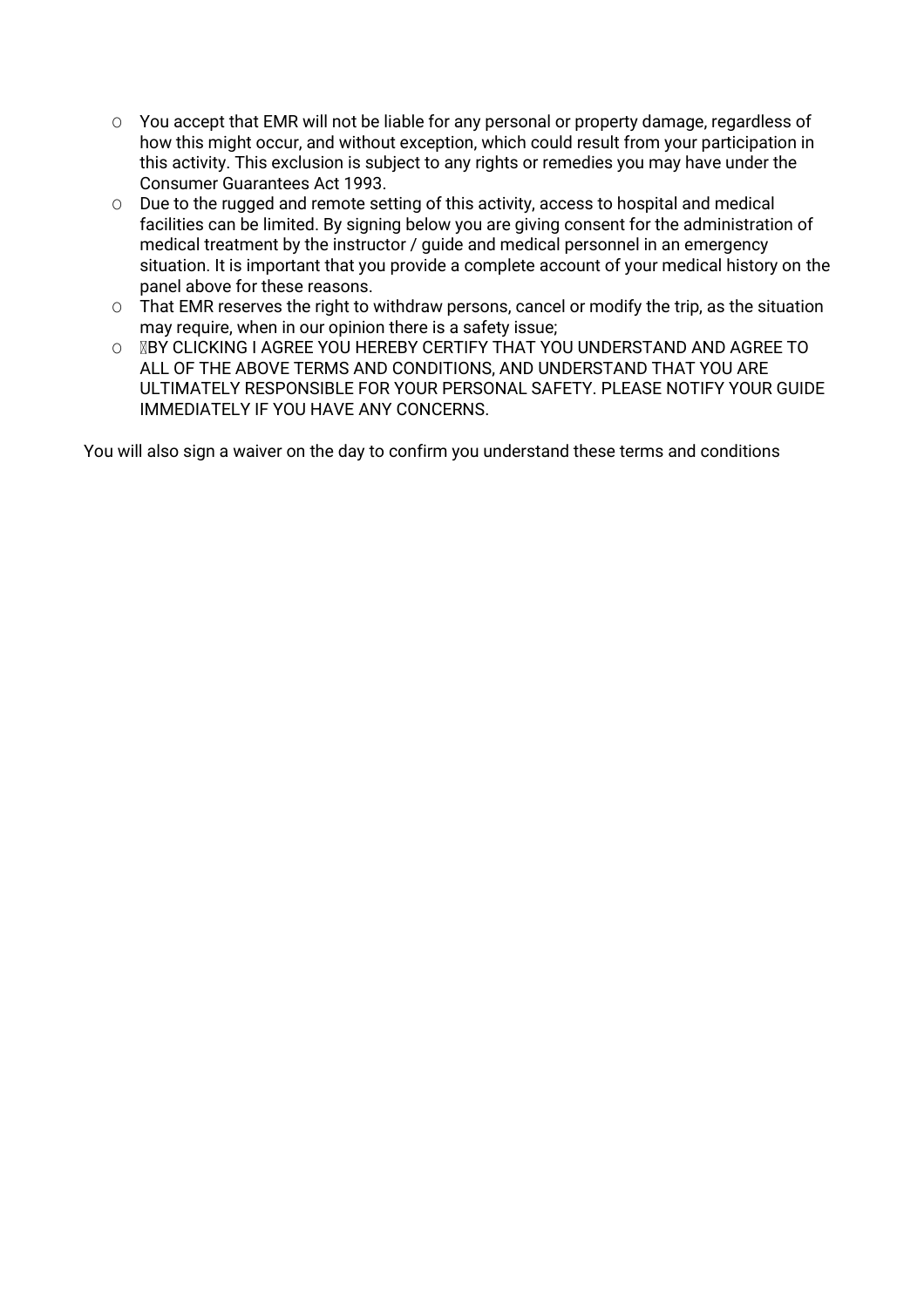- You accept that EMR will not be liable for any personal or property damage, regardless of how this might occur, and without exception, which could result from your participation in this activity. This exclusion is subject to any rights or remedies you may have under the Consumer Guarantees Act 1993.
- Due to the rugged and remote setting of this activity, access to hospital and medical facilities can be limited. By signing below you are giving consent for the administration of medical treatment by the instructor / guide and medical personnel in an emergency situation. It is important that you provide a complete account of your medical history on the panel above for these reasons.
- That EMR reserves the right to withdraw persons, cancel or modify the trip, as the situation may require, when in our opinion there is a safety issue;
- BY CLICKING I AGREE YOU HEREBY CERTIFY THAT YOU UNDERSTAND AND AGREE TO ALL OF THE ABOVE TERMS AND CONDITIONS, AND UNDERSTAND THAT YOU ARE ULTIMATELY RESPONSIBLE FOR YOUR PERSONAL SAFETY. PLEASE NOTIFY YOUR GUIDE IMMEDIATELY IF YOU HAVE ANY CONCERNS.

You will also sign a waiver on the day to confirm you understand these terms and conditions